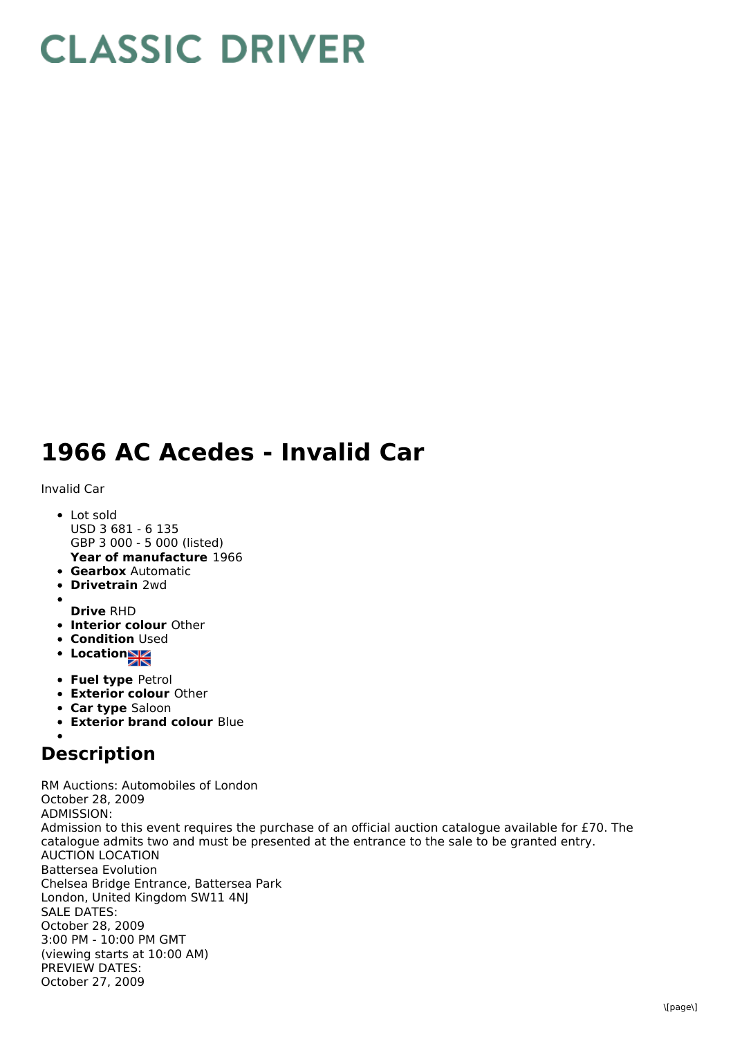# CLASSIC DRIVER

# 1966 AC Acedes - Invalid Car

Invalid Car

- Lot sold  
  USD 3 681 - 6 135  
  GBP 3 000 - 5 000 (listed)  
  **Year of manufacture** 1966
- **Gearbox** Automatic
- **Drivetrain** 2wd
- **Drive** RHD
- **Interior colour** Other
- **Condition** Used
- **Location**
- **Fuel type** Petrol
- **Exterior colour** Other
- **Car type** Saloon
- **Exterior brand colour** Blue

## Description

RM Auctions: Automobiles of London  
October 28, 2009  
ADMISSION:  
Admission to this event requires the purchase of an official auction catalogue available for £70. The catalogue admits two and must be presented at the entrance to the sale to be granted entry.  
AUCTION LOCATION  
Battersea Evolution  
Chelsea Bridge Entrance, Battersea Park  
London, United Kingdom SW11 4NJ  
SALE DATES:  
October 28, 2009  
3:00 PM - 10:00 PM GMT  
(viewing starts at 10:00 AM)  
PREVIEW DATES:  
October 27, 2009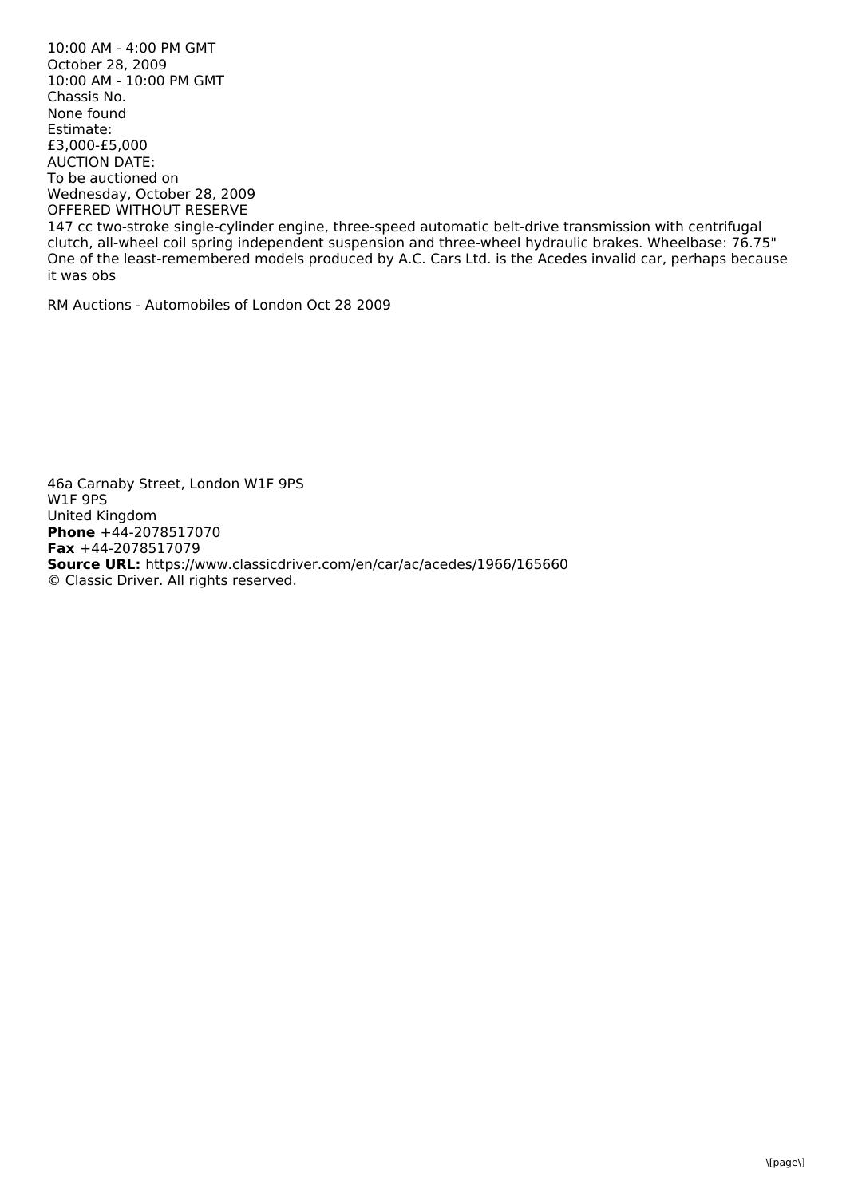10:00 AM - 4:00 PM GMT
October 28, 2009
10:00 AM - 10:00 PM GMT
Chassis No.
None found
Estimate:
£3,000-£5,000
AUCTION DATE:
To be auctioned on
Wednesday, October 28, 2009
OFFERED WITHOUT RESERVE
147 cc two-stroke single-cylinder engine, three-speed automatic belt-drive transmission with centrifugal clutch, all-wheel coil spring independent suspension and three-wheel hydraulic brakes. Wheelbase: 76.75"
One of the least-remembered models produced by A.C. Cars Ltd. is the Acedes invalid car, perhaps because it was obs

RM Auctions - Automobiles of London Oct 28 2009

46a Carnaby Street, London W1F 9PS
W1F 9PS
United Kingdom
**Phone** +44-2078517070
**Fax** +44-2078517079
**Source URL:** https://www.classicdriver.com/en/car/ac/acedes/1966/165660
© Classic Driver. All rights reserved.